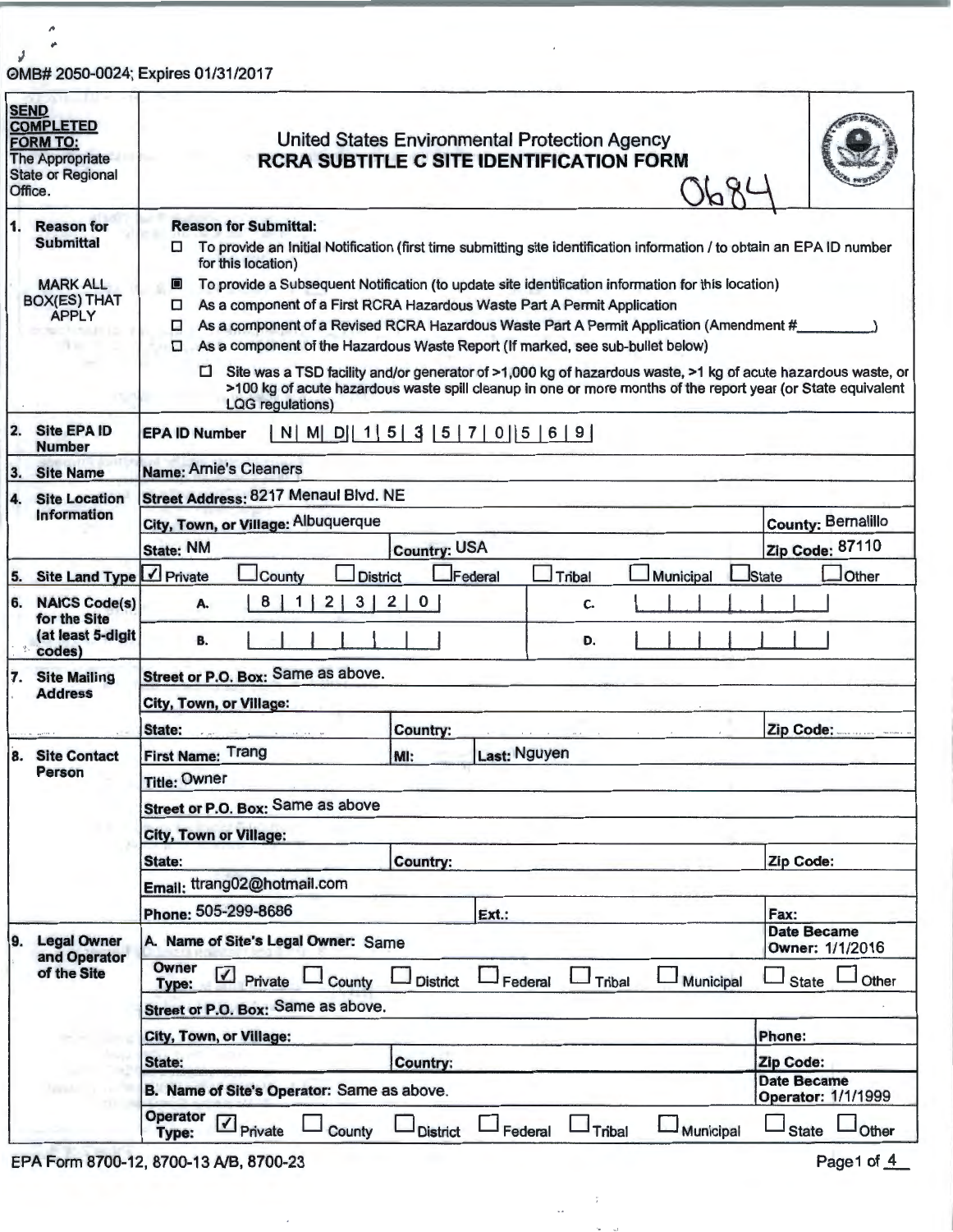OMB# 2050-0024; Expires 01/31/2017

**SEND COMPLETED FORM TO:** The Appropriate State or Regional Office.

# United States Environmental Protection Agency
## RCRA SUBTITLE C SITE IDENTIFICATION FORM

0684

| | |
|---|---|
| **1. Reason for Submittal**<br><br>MARK ALL BOX(ES) THAT APPLY | **Reason for Submittal:**<br>☐ To provide an Initial Notification (first time submitting site identification information / to obtain an EPA ID number for this location)<br>■ To provide a Subsequent Notification (to update site identification information for this location)<br>☐ As a component of a First RCRA Hazardous Waste Part A Permit Application<br>☐ As a component of a Revised RCRA Hazardous Waste Part A Permit Application (Amendment #\_\_\_\_\_\_\_\_)<br>☐ As a component of the Hazardous Waste Report (If marked, see sub-bullet below)<br>&nbsp;&nbsp;&nbsp;&nbsp;☐ Site was a TSD facility and/or generator of >1,000 kg of hazardous waste, >1 kg of acute hazardous waste, or >100 kg of acute hazardous waste spill cleanup in one or more months of the report year (or State equivalent LQG regulations) |
| **2. Site EPA ID Number** | EPA ID Number: N M D 1 5 3 5 7 0 5 6 9 |
| **3. Site Name** | Name: Arnie's Cleaners |
| **4. Site Location Information** | Street Address: 8217 Menaul Blvd. NE<br>City, Town, or Village: Albuquerque — County: Bernalillo<br>State: NM — Country: USA — Zip Code: 87110 |
| **5. Site Land Type** | ☑ Private ☐ County ☐ District ☐ Federal ☐ Tribal ☐ Municipal ☐ State ☐ Other |
| **6. NAICS Code(s) for the Site (at least 5-digit codes)** | A. 8 1 2 3 2 0 &nbsp;&nbsp; C. \_\_\_\_<br>B. \_\_\_\_ &nbsp;&nbsp; D. \_\_\_\_ |
| **7. Site Mailing Address** | Street or P.O. Box: Same as above.<br>City, Town, or Village:<br>State: — Country: — Zip Code: |
| **8. Site Contact Person** | First Name: Trang — MI: — Last: Nguyen<br>Title: Owner<br>Street or P.O. Box: Same as above<br>City, Town or Village:<br>State: — Country: — Zip Code:<br>Email: ttrang02@hotmail.com<br>Phone: 505-299-8686 — Ext.: — Fax: |
| **9. Legal Owner and Operator of the Site** | A. Name of Site's Legal Owner: Same — Date Became Owner: 1/1/2016<br>Owner Type: ☑ Private ☐ County ☐ District ☐ Federal ☐ Tribal ☐ Municipal ☐ State ☐ Other<br>Street or P.O. Box: Same as above.<br>City, Town, or Village: — Phone:<br>State: — Country: — Zip Code:<br>B. Name of Site's Operator: Same as above. — Date Became Operator: 1/1/1999<br>Operator Type: ☑ Private ☐ County ☐ District ☐ Federal ☐ Tribal ☐ Municipal ☐ State ☐ Other |

EPA Form 8700-12, 8700-13 A/B, 8700-23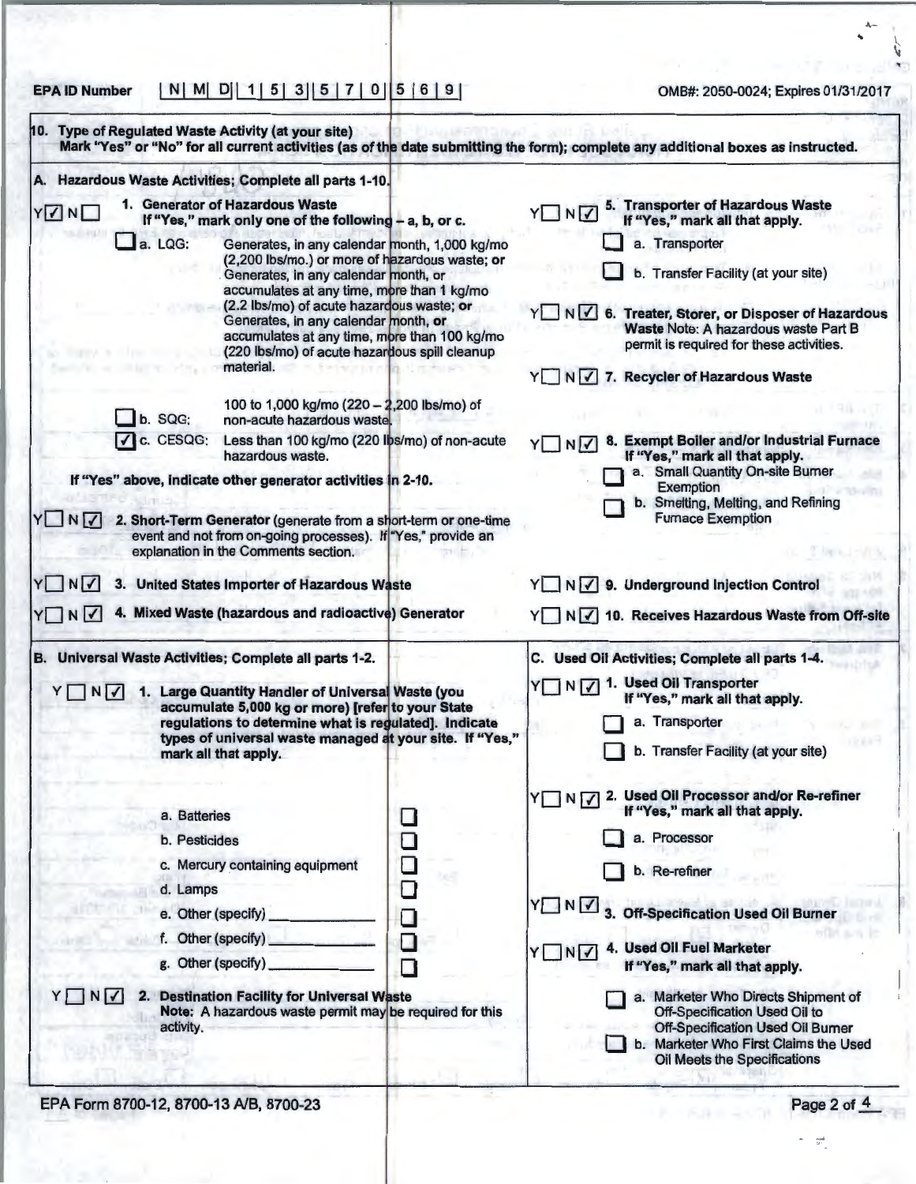EPA ID Number | N | M | D | 1 | 5 | 3 | 5 | 7 | 0 | 5 | 6 | 9 |

OMB#: 2050-0024; Expires 01/31/2017

**10. Type of Regulated Waste Activity (at your site)**
**Mark "Yes" or "No" for all current activities (as of the date submitting the form); complete any additional boxes as instructed.**

**A. Hazardous Waste Activities; Complete all parts 1-10.**

Y ☑ N ☐ **1. Generator of Hazardous Waste**
**If "Yes," mark only one of the following – a, b, or c.**

- ☐ a. LQG: Generates, in any calendar month, 1,000 kg/mo (2,200 lbs/mo.) or more of hazardous waste; **or** Generates, in any calendar month, or accumulates at any time, more than 1 kg/mo (2.2 lbs/mo) of acute hazardous waste; **or** Generates, in any calendar month, **or** accumulates at any time, more than 100 kg/mo (220 lbs/mo) of acute hazardous spill cleanup material.
- ☐ b. SQG: 100 to 1,000 kg/mo (220 – 2,200 lbs/mo) of non-acute hazardous waste.
- ☑ c. CESQG: Less than 100 kg/mo (220 lbs/mo) of non-acute hazardous waste.

**If "Yes" above, indicate other generator activities in 2-10.**

Y ☐ N ☑ **2. Short-Term Generator** (generate from a short-term or one-time event and not from on-going processes). If "Yes," provide an explanation in the Comments section.

Y ☐ N ☑ **3. United States Importer of Hazardous Waste**

Y ☐ N ☑ **4. Mixed Waste (hazardous and radioactive) Generator**

Y ☐ N ☑ **5. Transporter of Hazardous Waste**
**If "Yes," mark all that apply.**

- ☐ a. Transporter
- ☐ b. Transfer Facility (at your site)

Y ☐ N ☑ **6. Treater, Storer, or Disposer of Hazardous Waste** Note: A hazardous waste Part B permit is required for these activities.

Y ☐ N ☑ **7. Recycler of Hazardous Waste**

Y ☐ N ☑ **8. Exempt Boiler and/or Industrial Furnace**
**If "Yes," mark all that apply.**

- ☐ a. Small Quantity On-site Burner Exemption
- ☐ b. Smelting, Melting, and Refining Furnace Exemption

Y ☐ N ☑ **9. Underground Injection Control**

Y ☐ N ☑ **10. Receives Hazardous Waste from Off-site**

**B. Universal Waste Activities; Complete all parts 1-2.**

Y ☐ N ☑ **1. Large Quantity Handler of Universal Waste (you accumulate 5,000 kg or more) [refer to your State regulations to determine what is regulated]. Indicate types of universal waste managed at your site. If "Yes," mark all that apply.**

- a. Batteries ☐
- b. Pesticides ☐
- c. Mercury containing equipment ☐
- d. Lamps ☐
- e. Other (specify) \_\_\_\_\_\_\_\_\_\_ ☐
- f. Other (specify) \_\_\_\_\_\_\_\_\_\_ ☐
- g. Other (specify) \_\_\_\_\_\_\_\_\_\_ ☐

Y ☐ N ☑ **2. Destination Facility for Universal Waste**
**Note:** A hazardous waste permit may be required for this activity.

**C. Used Oil Activities; Complete all parts 1-4.**

Y ☐ N ☑ **1. Used Oil Transporter**
**If "Yes," mark all that apply.**

- ☐ a. Transporter
- ☐ b. Transfer Facility (at your site)

Y ☐ N ☑ **2. Used Oil Processor and/or Re-refiner**
**If "Yes," mark all that apply.**

- ☐ a. Processor
- ☐ b. Re-refiner

Y ☐ N ☑ **3. Off-Specification Used Oil Burner**

Y ☐ N ☑ **4. Used Oil Fuel Marketer**
**If "Yes," mark all that apply.**

- ☐ a. Marketer Who Directs Shipment of Off-Specification Used Oil to Off-Specification Used Oil Burner
- ☐ b. Marketer Who First Claims the Used Oil Meets the Specifications

EPA Form 8700-12, 8700-13 A/B, 8700-23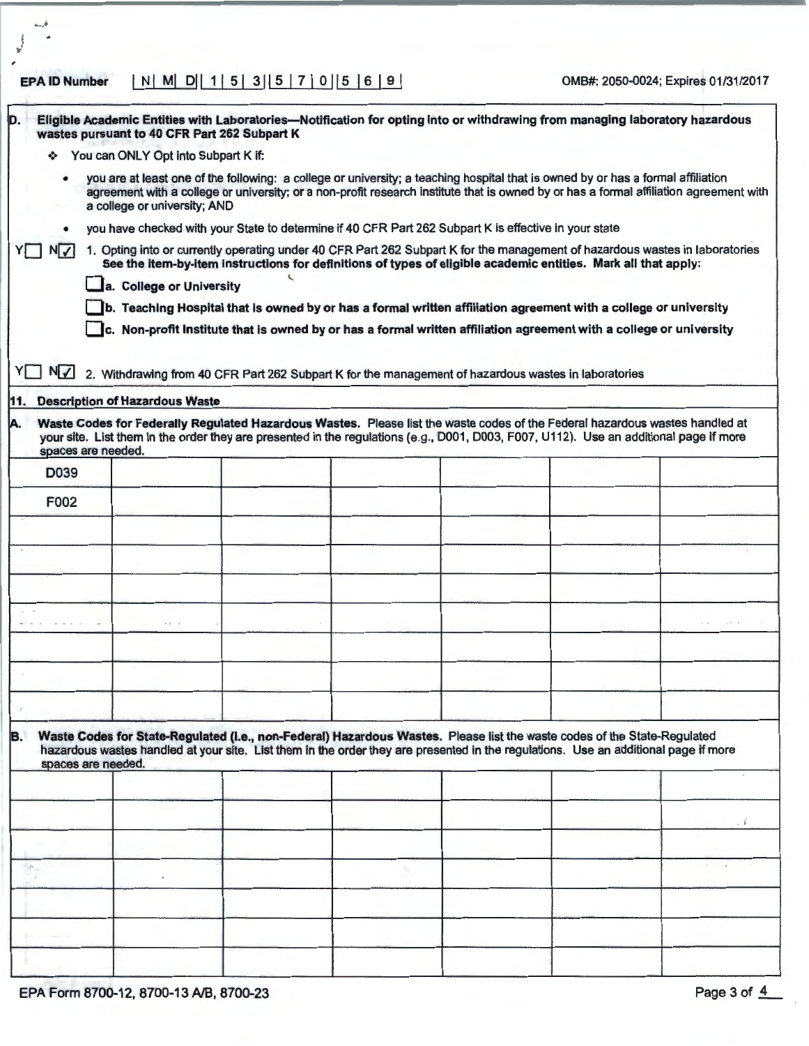**EPA ID Number** | N | M | D | 1 | 5 | 3 | 5 | 7 | 0 | 5 | 6 | 9 |

OMB#: 2050-0024; Expires 01/31/2017

**D. Eligible Academic Entities with Laboratories—Notification for opting into or withdrawing from managing laboratory hazardous wastes pursuant to 40 CFR Part 262 Subpart K**

- You can ONLY Opt into Subpart K if:
  - you are at least one of the following: a college or university; a teaching hospital that is owned by or has a formal affiliation agreement with a college or university; or a non-profit research institute that is owned by or has a formal affiliation agreement with a college or university; AND
  - you have checked with your State to determine if 40 CFR Part 262 Subpart K is effective in your state

Y☐ N☑ 1. Opting into or currently operating under 40 CFR Part 262 Subpart K for the management of hazardous wastes in laboratories **See the item-by-item instructions for definitions of types of eligible academic entities. Mark all that apply:**

☐ **a. College or University**

☐ **b. Teaching Hospital that is owned by or has a formal written affiliation agreement with a college or university**

☐ **c. Non-profit Institute that is owned by or has a formal written affiliation agreement with a college or university**

Y☐ N☑ 2. Withdrawing from 40 CFR Part 262 Subpart K for the management of hazardous wastes in laboratories

**11. Description of Hazardous Waste**

**A. Waste Codes for Federally Regulated Hazardous Wastes.** Please list the waste codes of the Federal hazardous wastes handled at your site. List them in the order they are presented in the regulations (e.g., D001, D003, F007, U112). Use an additional page if more spaces are needed.

| | | | | | | |
|---|---|---|---|---|---|---|
| D039 | | | | | | |
| F002 | | | | | | |
| | | | | | | |
| | | | | | | |
| | | | | | | |
| | | | | | | |
| | | | | | | |
| | | | | | | |
| | | | | | | |

**B. Waste Codes for State-Regulated (i.e., non-Federal) Hazardous Wastes.** Please list the waste codes of the State-Regulated hazardous wastes handled at your site. List them in the order they are presented in the regulations. Use an additional page if more spaces are needed.

| | | | | | | |
|---|---|---|---|---|---|---|
| | | | | | | |
| | | | | | | |
| | | | | | | |
| | | | | | | |
| | | | | | | |
| | | | | | | |
| | | | | | | |

EPA Form 8700-12, 8700-13 A/B, 8700-23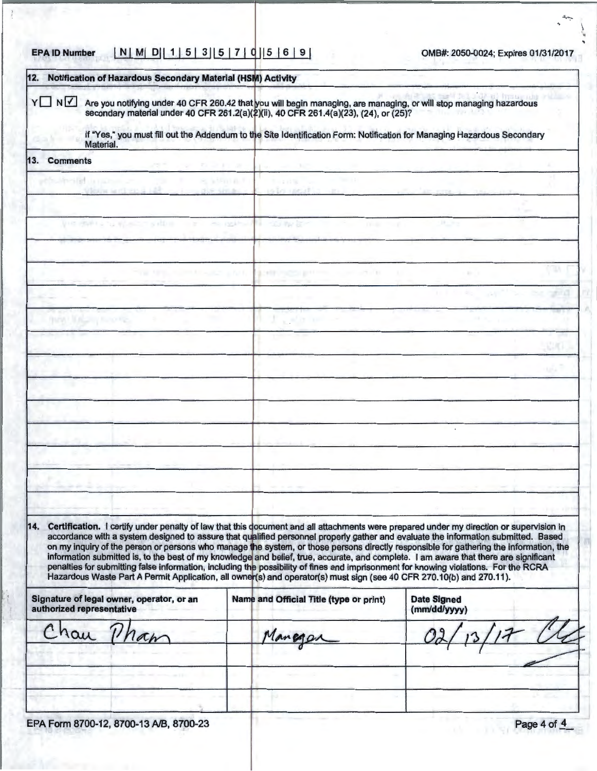EPA ID Number | N | M | D | 1 | 5 | 3 | 5 | 7 | 0 | 5 | 6 | 9 |

OMB#: 2050-0024; Expires 01/31/2017

**12. Notification of Hazardous Secondary Material (HSM) Activity**

Y ☐ N ☑ Are you notifying under 40 CFR 260.42 that you will begin managing, are managing, or will stop managing hazardous secondary material under 40 CFR 261.2(a)(2)(ii), 40 CFR 261.4(a)(23), (24), or (25)?

If "Yes," you must fill out the Addendum to the Site Identification Form: Notification for Managing Hazardous Secondary Material.

**13. Comments**

**14. Certification.** I certify under penalty of law that this document and all attachments were prepared under my direction or supervision in accordance with a system designed to assure that qualified personnel properly gather and evaluate the information submitted. Based on my inquiry of the person or persons who manage the system, or those persons directly responsible for gathering the information, the information submitted is, to the best of my knowledge and belief, true, accurate, and complete. I am aware that there are significant penalties for submitting false information, including the possibility of fines and imprisonment for knowing violations. For the RCRA Hazardous Waste Part A Permit Application, all owner(s) and operator(s) must sign (see 40 CFR 270.10(b) and 270.11).

| Signature of legal owner, operator, or an authorized representative | Name and Official Title (type or print) | Date Signed (mm/dd/yyyy) |
| --- | --- | --- |
| Chau Pham | Manager | 02/13/17 |
| | | |
| | | |
| | | |

EPA Form 8700-12, 8700-13 A/B, 8700-23